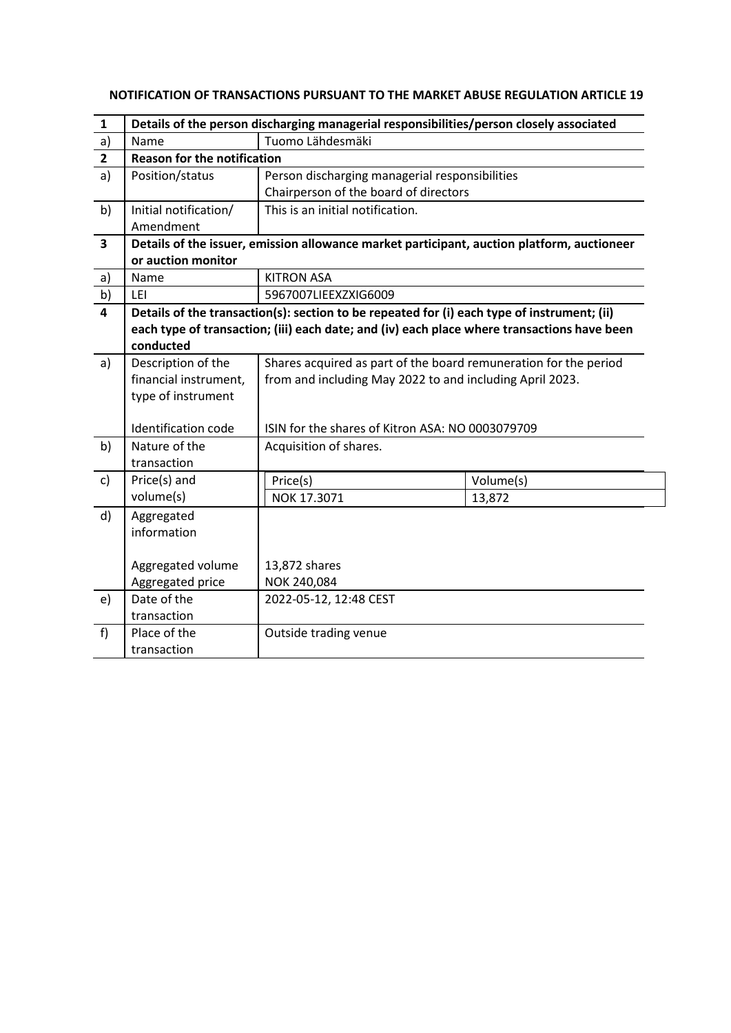**NOTIFICATION OF TRANSACTIONS PURSUANT TO THE MARKET ABUSE REGULATION ARTICLE 19**

| | | |
|---|---|---|
| **1** | **Details of the person discharging managerial responsibilities/person closely associated** | |
| a) | Name | Tuomo Lähdesmäki |
| **2** | **Reason for the notification** | |
| a) | Position/status | Person discharging managerial responsibilities<br>Chairperson of the board of directors |
| b) | Initial notification/<br>Amendment | This is an initial notification. |
| **3** | **Details of the issuer, emission allowance market participant, auction platform, auctioneer or auction monitor** | |
| a) | Name | KITRON ASA |
| b) | LEI | 5967007LIEEXZXIG6009 |
| **4** | **Details of the transaction(s): section to be repeated for (i) each type of instrument; (ii) each type of transaction; (iii) each date; and (iv) each place where transactions have been conducted** | |
| a) | Description of the financial instrument, type of instrument<br><br>Identification code | Shares acquired as part of the board remuneration for the period from and including May 2022 to and including April 2023.<br><br>ISIN for the shares of Kitron ASA: NO 0003079709 |
| b) | Nature of the transaction | Acquisition of shares. |
| c) | Price(s) and volume(s) | Price(s): NOK 17.3071<br>Volume(s): 13,872 |
| d) | Aggregated information<br><br>Aggregated volume<br>Aggregated price | <br><br><br>13,872 shares<br>NOK 240,084 |
| e) | Date of the transaction | 2022-05-12, 12:48 CEST |
| f) | Place of the transaction | Outside trading venue |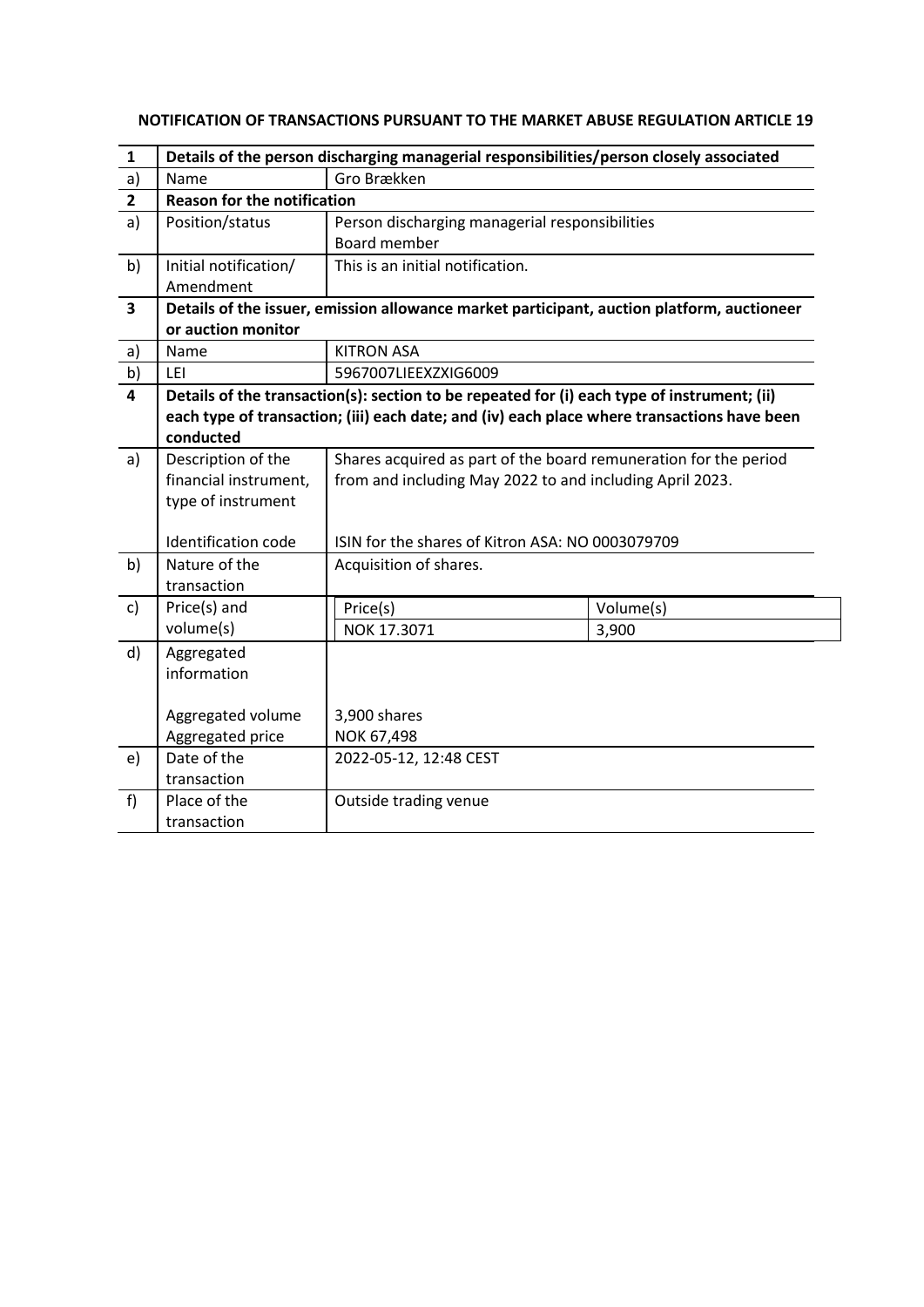**NOTIFICATION OF TRANSACTIONS PURSUANT TO THE MARKET ABUSE REGULATION ARTICLE 19**

| | | | |
|---|---|---|---|
| **1** | **Details of the person discharging managerial responsibilities/person closely associated** | | |
| a) | Name | Gro Brækken | |
| **2** | **Reason for the notification** | | |
| a) | Position/status | Person discharging managerial responsibilities<br>Board member | |
| b) | Initial notification/ Amendment | This is an initial notification. | |
| **3** | **Details of the issuer, emission allowance market participant, auction platform, auctioneer or auction monitor** | | |
| a) | Name | KITRON ASA | |
| b) | LEI | 5967007LIEEXZXIG6009 | |
| **4** | **Details of the transaction(s): section to be repeated for (i) each type of instrument; (ii) each type of transaction; (iii) each date; and (iv) each place where transactions have been conducted** | | |
| a) | Description of the financial instrument, type of instrument<br><br>Identification code | Shares acquired as part of the board remuneration for the period from and including May 2022 to and including April 2023.<br><br>ISIN for the shares of Kitron ASA: NO 0003079709 | |
| b) | Nature of the transaction | Acquisition of shares. | |
| c) | Price(s) and volume(s) | Price(s) | Volume(s) |
| | | NOK 17.3071 | 3,900 |
| d) | Aggregated information<br><br>Aggregated volume<br>Aggregated price | <br><br>3,900 shares<br>NOK 67,498 | |
| e) | Date of the transaction | 2022-05-12, 12:48 CEST | |
| f) | Place of the transaction | Outside trading venue | |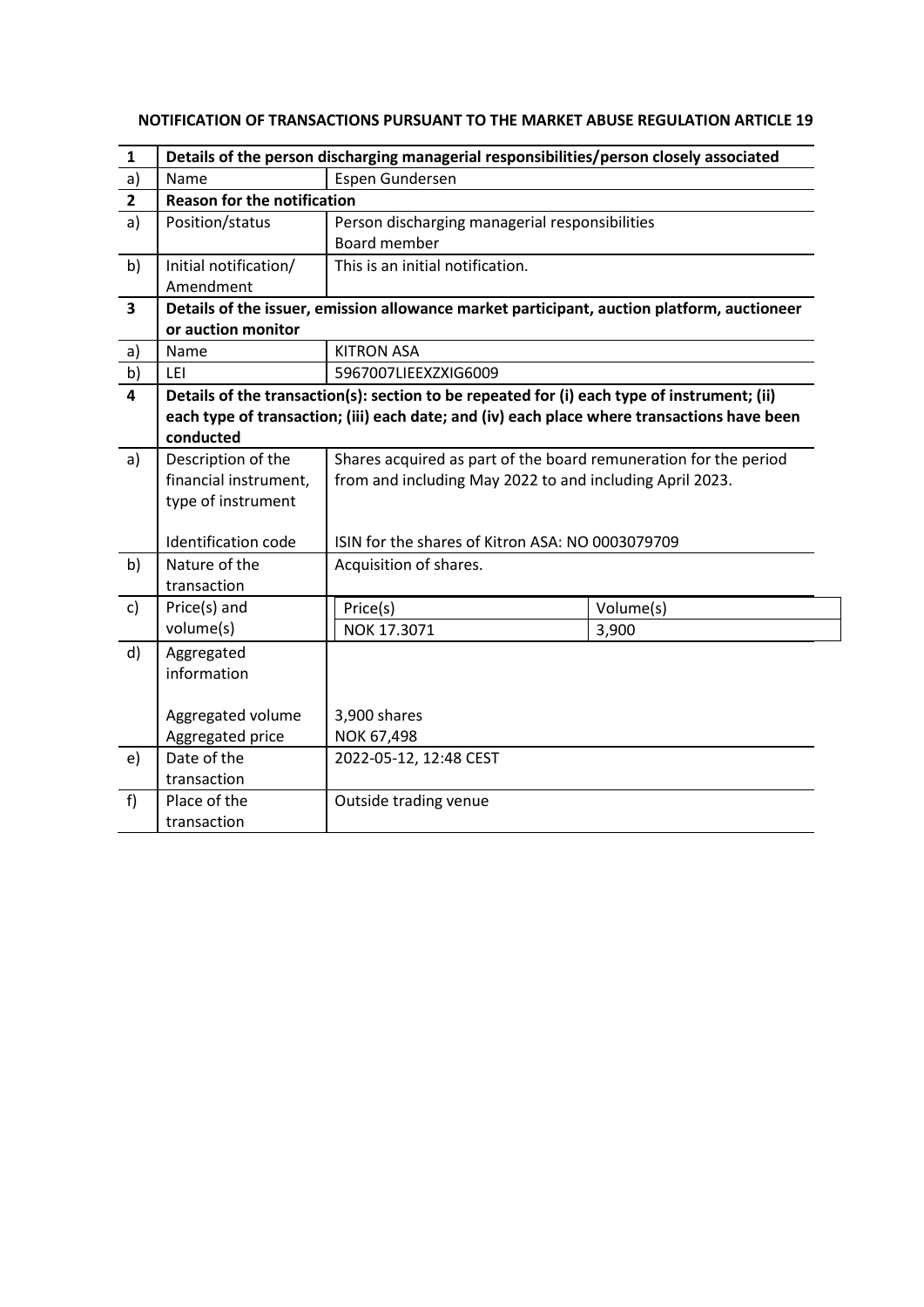**NOTIFICATION OF TRANSACTIONS PURSUANT TO THE MARKET ABUSE REGULATION ARTICLE 19**

| **1** | **Details of the person discharging managerial responsibilities/person closely associated** | | |
|---|---|---|---|
| a) | Name | Espen Gundersen | |
| **2** | **Reason for the notification** | | |
| a) | Position/status | Person discharging managerial responsibilities<br>Board member | |
| b) | Initial notification/ Amendment | This is an initial notification. | |
| **3** | **Details of the issuer, emission allowance market participant, auction platform, auctioneer or auction monitor** | | |
| a) | Name | KITRON ASA | |
| b) | LEI | 5967007LIEEXZXIG6009 | |
| **4** | **Details of the transaction(s): section to be repeated for (i) each type of instrument; (ii) each type of transaction; (iii) each date; and (iv) each place where transactions have been conducted** | | |
| a) | Description of the financial instrument, type of instrument<br><br>Identification code | Shares acquired as part of the board remuneration for the period from and including May 2022 to and including April 2023.<br><br>ISIN for the shares of Kitron ASA: NO 0003079709 | |
| b) | Nature of the transaction | Acquisition of shares. | |
| c) | Price(s) and volume(s) | Price(s) | Volume(s) |
| | | NOK 17.3071 | 3,900 |
| d) | Aggregated information<br><br>Aggregated volume<br>Aggregated price | <br><br><br>3,900 shares<br>NOK 67,498 | |
| e) | Date of the transaction | 2022-05-12, 12:48 CEST | |
| f) | Place of the transaction | Outside trading venue | |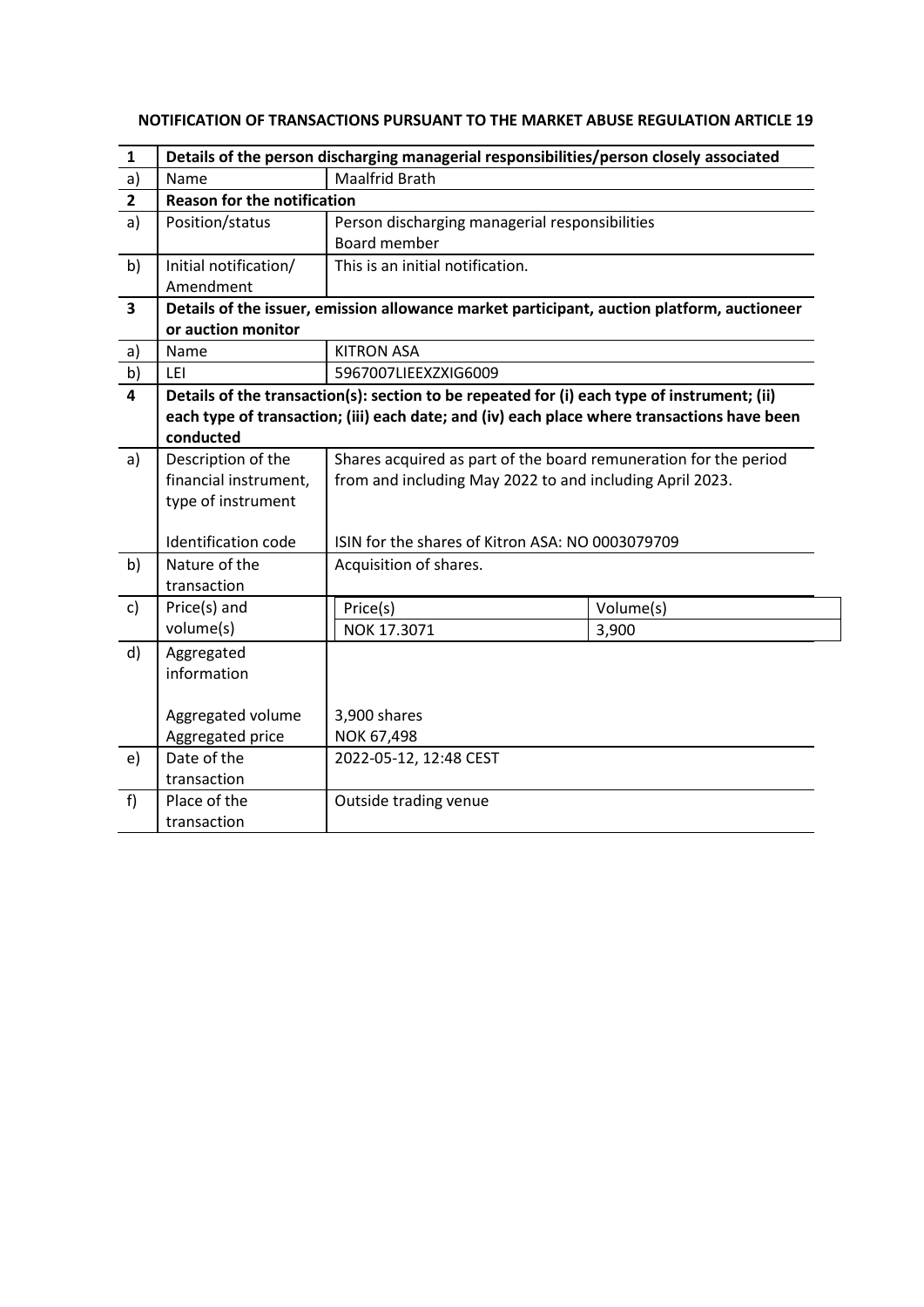**NOTIFICATION OF TRANSACTIONS PURSUANT TO THE MARKET ABUSE REGULATION ARTICLE 19**

| **1** | **Details of the person discharging managerial responsibilities/person closely associated** | | |
|---|---|---|---|
| a) | Name | Maalfrid Brath | |
| **2** | **Reason for the notification** | | |
| a) | Position/status | Person discharging managerial responsibilities<br>Board member | |
| b) | Initial notification/ Amendment | This is an initial notification. | |
| **3** | **Details of the issuer, emission allowance market participant, auction platform, auctioneer or auction monitor** | | |
| a) | Name | KITRON ASA | |
| b) | LEI | 5967007LIEEXZXIG6009 | |
| **4** | **Details of the transaction(s): section to be repeated for (i) each type of instrument; (ii) each type of transaction; (iii) each date; and (iv) each place where transactions have been conducted** | | |
| a) | Description of the financial instrument, type of instrument<br><br>Identification code | Shares acquired as part of the board remuneration for the period from and including May 2022 to and including April 2023.<br><br>ISIN for the shares of Kitron ASA: NO 0003079709 | |
| b) | Nature of the transaction | Acquisition of shares. | |
| c) | Price(s) and volume(s) | Price(s) | Volume(s) |
| | | NOK 17.3071 | 3,900 |
| d) | Aggregated information<br><br>Aggregated volume<br>Aggregated price | <br><br>3,900 shares<br>NOK 67,498 | |
| e) | Date of the transaction | 2022-05-12, 12:48 CEST | |
| f) | Place of the transaction | Outside trading venue | |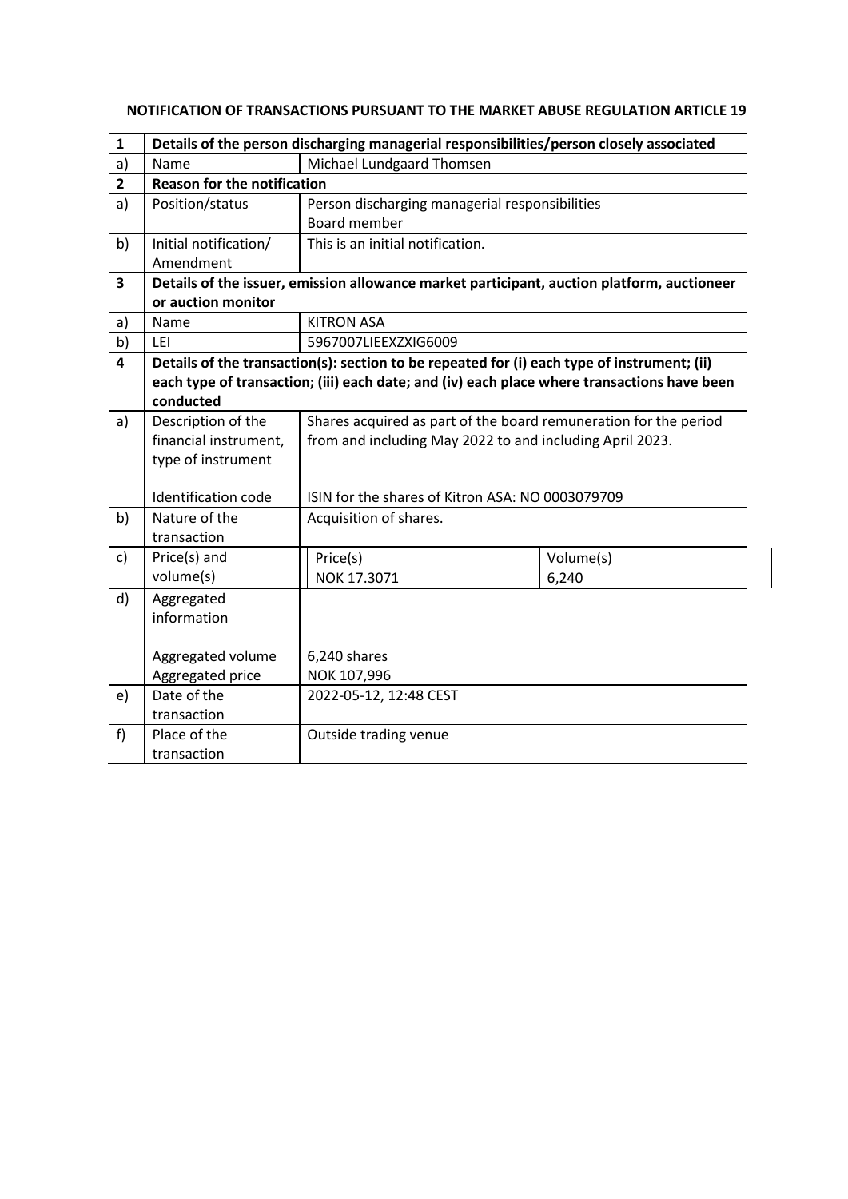**NOTIFICATION OF TRANSACTIONS PURSUANT TO THE MARKET ABUSE REGULATION ARTICLE 19**

| **1** | **Details of the person discharging managerial responsibilities/person closely associated** | | |
|---|---|---|---|
| a) | Name | Michael Lundgaard Thomsen | |
| **2** | **Reason for the notification** | | |
| a) | Position/status | Person discharging managerial responsibilities<br>Board member | |
| b) | Initial notification/ Amendment | This is an initial notification. | |
| **3** | **Details of the issuer, emission allowance market participant, auction platform, auctioneer or auction monitor** | | |
| a) | Name | KITRON ASA | |
| b) | LEI | 5967007LIEEXZXIG6009 | |
| **4** | **Details of the transaction(s): section to be repeated for (i) each type of instrument; (ii) each type of transaction; (iii) each date; and (iv) each place where transactions have been conducted** | | |
| a) | Description of the financial instrument, type of instrument<br><br>Identification code | Shares acquired as part of the board remuneration for the period from and including May 2022 to and including April 2023.<br><br>ISIN for the shares of Kitron ASA: NO 0003079709 | |
| b) | Nature of the transaction | Acquisition of shares. | |
| c) | Price(s) and volume(s) | Price(s) | Volume(s) |
| | | NOK 17.3071 | 6,240 |
| d) | Aggregated information<br><br>Aggregated volume<br>Aggregated price | <br><br>6,240 shares<br>NOK 107,996 | |
| e) | Date of the transaction | 2022-05-12, 12:48 CEST | |
| f) | Place of the transaction | Outside trading venue | |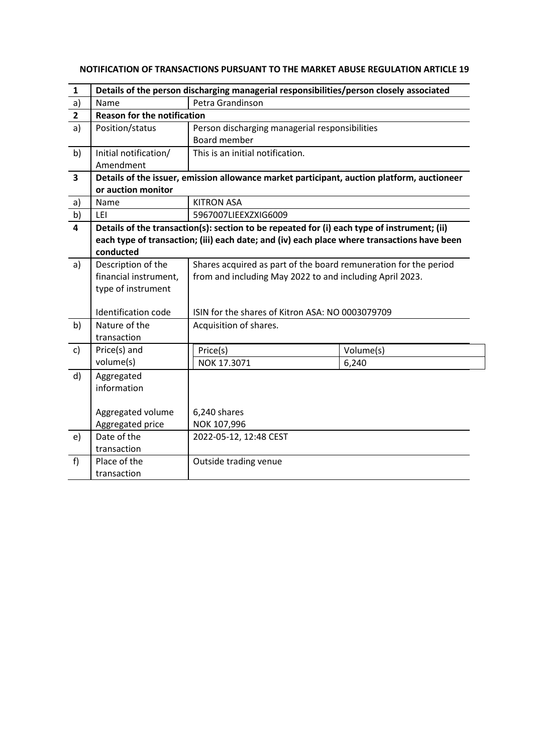**NOTIFICATION OF TRANSACTIONS PURSUANT TO THE MARKET ABUSE REGULATION ARTICLE 19**

| | | |
|---|---|---|
| **1** | **Details of the person discharging managerial responsibilities/person closely associated** | |
| a) | Name | Petra Grandinson |
| **2** | **Reason for the notification** | |
| a) | Position/status | Person discharging managerial responsibilities<br>Board member |
| b) | Initial notification/ Amendment | This is an initial notification. |
| **3** | **Details of the issuer, emission allowance market participant, auction platform, auctioneer or auction monitor** | |
| a) | Name | KITRON ASA |
| b) | LEI | 5967007LIEEXZXIG6009 |
| **4** | **Details of the transaction(s): section to be repeated for (i) each type of instrument; (ii) each type of transaction; (iii) each date; and (iv) each place where transactions have been conducted** | |
| a) | Description of the financial instrument, type of instrument<br><br>Identification code | Shares acquired as part of the board remuneration for the period from and including May 2022 to and including April 2023.<br><br>ISIN for the shares of Kitron ASA: NO 0003079709 |
| b) | Nature of the transaction | Acquisition of shares. |
| c) | Price(s) and volume(s) | Price(s): NOK 17.3071<br>Volume(s): 6,240 |
| d) | Aggregated information<br><br>Aggregated volume<br>Aggregated price | <br><br><br>6,240 shares<br>NOK 107,996 |
| e) | Date of the transaction | 2022-05-12, 12:48 CEST |
| f) | Place of the transaction | Outside trading venue |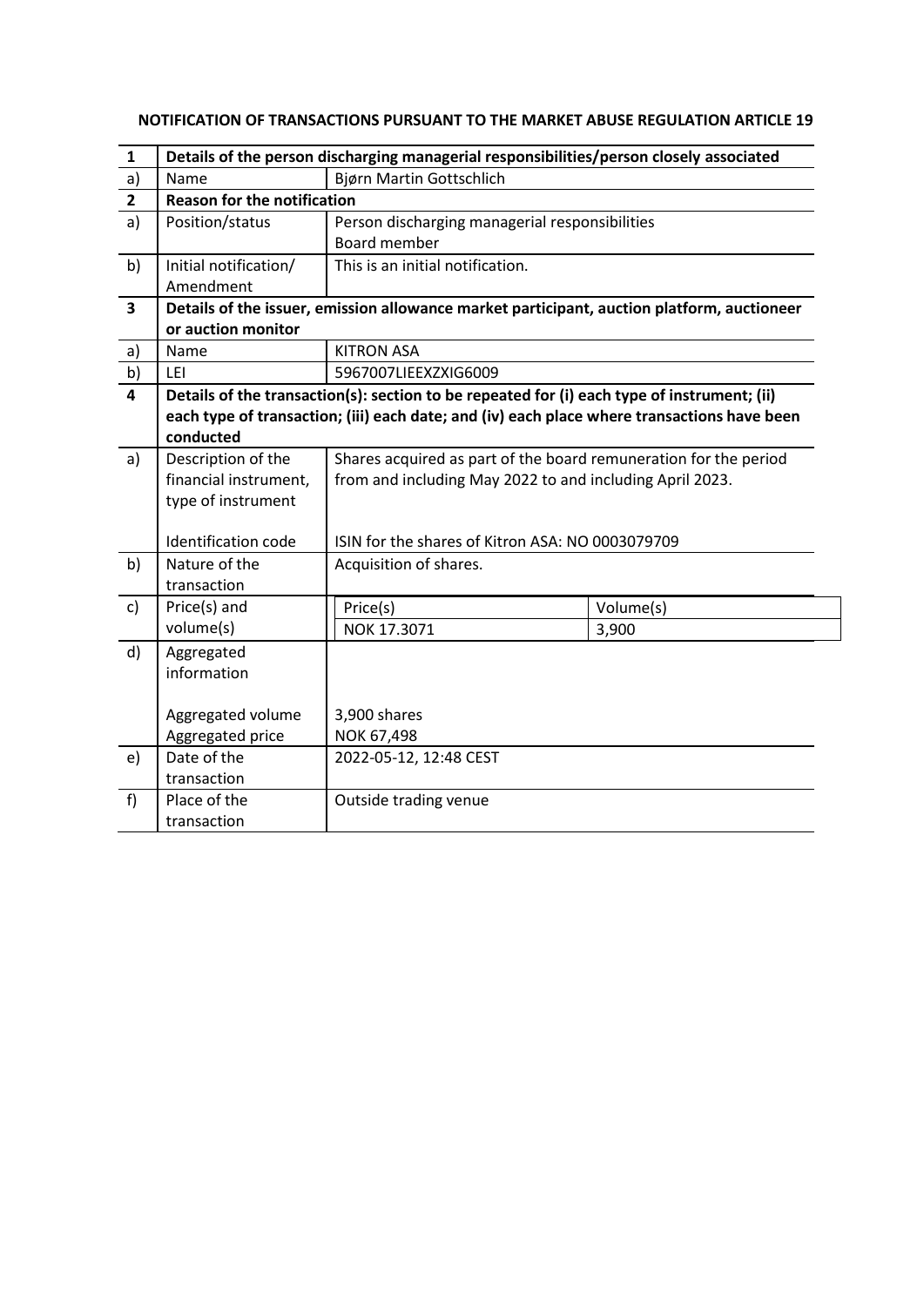**NOTIFICATION OF TRANSACTIONS PURSUANT TO THE MARKET ABUSE REGULATION ARTICLE 19**

| | | | |
|---|---|---|---|
| **1** | **Details of the person discharging managerial responsibilities/person closely associated** | | |
| a) | Name | Bjørn Martin Gottschlich | |
| **2** | **Reason for the notification** | | |
| a) | Position/status | Person discharging managerial responsibilities<br>Board member | |
| b) | Initial notification/ Amendment | This is an initial notification. | |
| **3** | **Details of the issuer, emission allowance market participant, auction platform, auctioneer or auction monitor** | | |
| a) | Name | KITRON ASA | |
| b) | LEI | 5967007LIEEXZXIG6009 | |
| **4** | **Details of the transaction(s): section to be repeated for (i) each type of instrument; (ii) each type of transaction; (iii) each date; and (iv) each place where transactions have been conducted** | | |
| a) | Description of the financial instrument, type of instrument<br><br>Identification code | Shares acquired as part of the board remuneration for the period from and including May 2022 to and including April 2023.<br><br>ISIN for the shares of Kitron ASA: NO 0003079709 | |
| b) | Nature of the transaction | Acquisition of shares. | |
| c) | Price(s) and volume(s) | Price(s) | Volume(s) |
| | | NOK 17.3071 | 3,900 |
| d) | Aggregated information<br><br>Aggregated volume<br>Aggregated price | <br><br>3,900 shares<br>NOK 67,498 | |
| e) | Date of the transaction | 2022-05-12, 12:48 CEST | |
| f) | Place of the transaction | Outside trading venue | |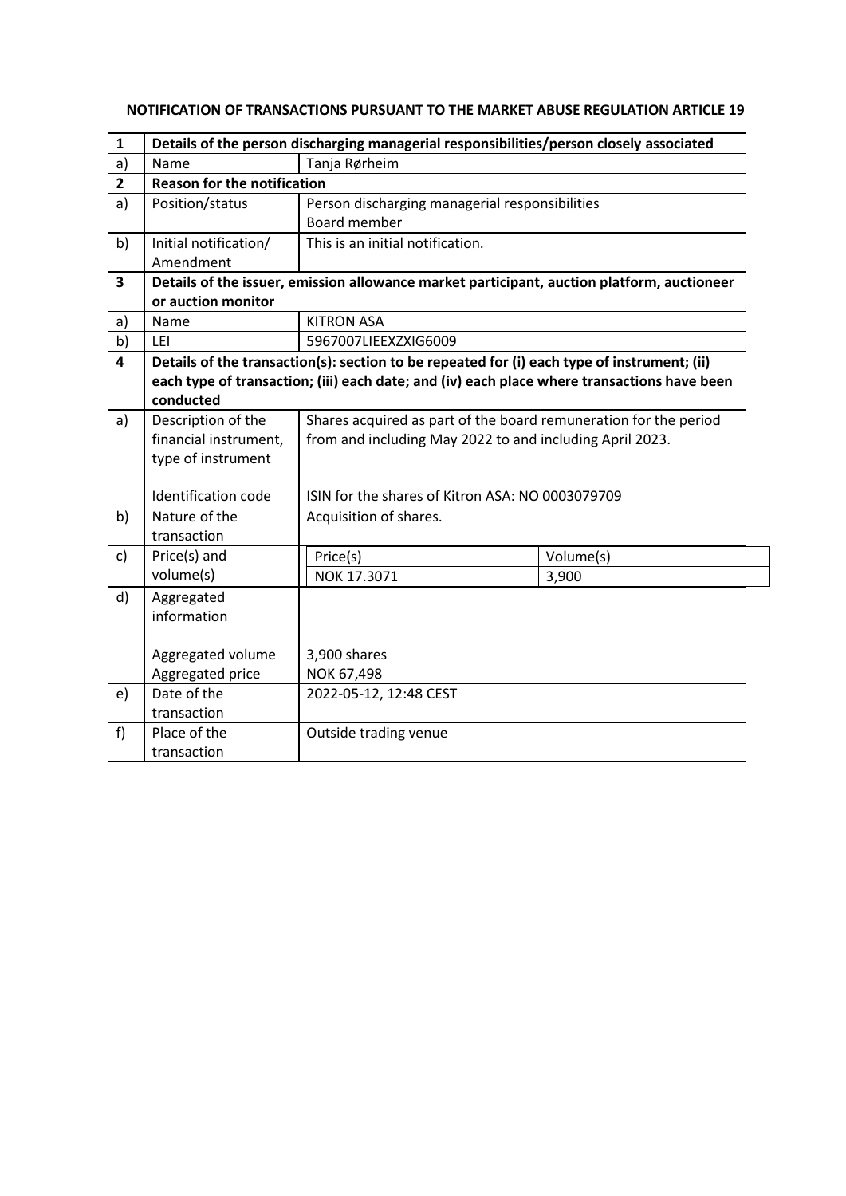**NOTIFICATION OF TRANSACTIONS PURSUANT TO THE MARKET ABUSE REGULATION ARTICLE 19**

| | | | |
|---|---|---|---|
| **1** | **Details of the person discharging managerial responsibilities/person closely associated** | | |
| a) | Name | Tanja Rørheim | |
| **2** | **Reason for the notification** | | |
| a) | Position/status | Person discharging managerial responsibilities<br>Board member | |
| b) | Initial notification/ Amendment | This is an initial notification. | |
| **3** | **Details of the issuer, emission allowance market participant, auction platform, auctioneer or auction monitor** | | |
| a) | Name | KITRON ASA | |
| b) | LEI | 5967007LIEEXZXIG6009 | |
| **4** | **Details of the transaction(s): section to be repeated for (i) each type of instrument; (ii) each type of transaction; (iii) each date; and (iv) each place where transactions have been conducted** | | |
| a) | Description of the financial instrument, type of instrument<br><br>Identification code | Shares acquired as part of the board remuneration for the period from and including May 2022 to and including April 2023.<br><br>ISIN for the shares of Kitron ASA: NO 0003079709 | |
| b) | Nature of the transaction | Acquisition of shares. | |
| c) | Price(s) and volume(s) | Price(s) | Volume(s) |
| | | NOK 17.3071 | 3,900 |
| d) | Aggregated information<br><br>Aggregated volume<br>Aggregated price | <br><br>3,900 shares<br>NOK 67,498 | |
| e) | Date of the transaction | 2022-05-12, 12:48 CEST | |
| f) | Place of the transaction | Outside trading venue | |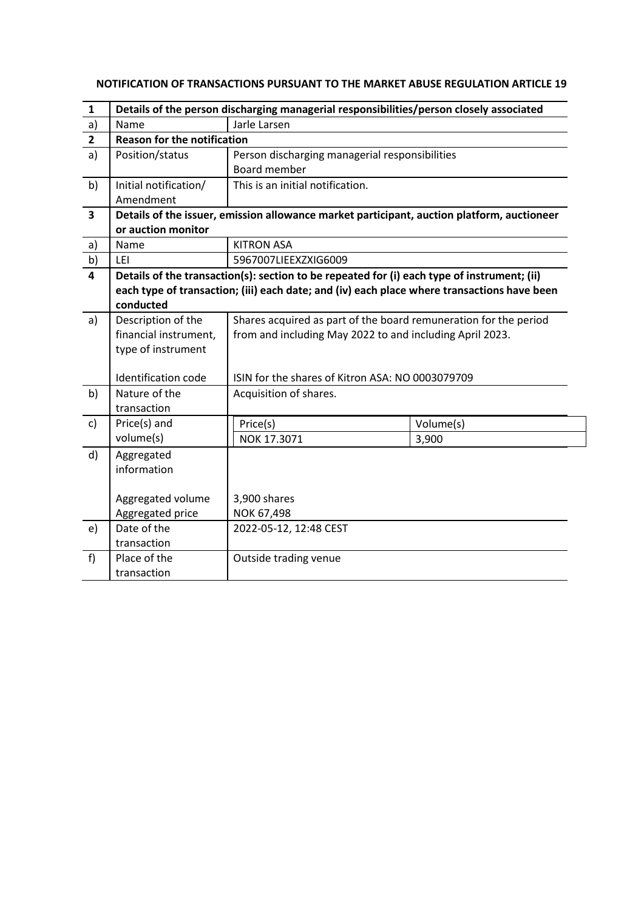**NOTIFICATION OF TRANSACTIONS PURSUANT TO THE MARKET ABUSE REGULATION ARTICLE 19**

| | | |
|---|---|---|
| **1** | **Details of the person discharging managerial responsibilities/person closely associated** | |
| a) | Name | Jarle Larsen |
| **2** | **Reason for the notification** | |
| a) | Position/status | Person discharging managerial responsibilities<br>Board member |
| b) | Initial notification/ Amendment | This is an initial notification. |
| **3** | **Details of the issuer, emission allowance market participant, auction platform, auctioneer or auction monitor** | |
| a) | Name | KITRON ASA |
| b) | LEI | 5967007LIEEXZXIG6009 |
| **4** | **Details of the transaction(s): section to be repeated for (i) each type of instrument; (ii) each type of transaction; (iii) each date; and (iv) each place where transactions have been conducted** | |
| a) | Description of the financial instrument, type of instrument<br><br>Identification code | Shares acquired as part of the board remuneration for the period from and including May 2022 to and including April 2023.<br><br>ISIN for the shares of Kitron ASA: NO 0003079709 |
| b) | Nature of the transaction | Acquisition of shares. |
| c) | Price(s) and volume(s) | Price(s): NOK 17.3071 — Volume(s): 3,900 |
| d) | Aggregated information<br><br>Aggregated volume<br>Aggregated price | <br><br>3,900 shares<br>NOK 67,498 |
| e) | Date of the transaction | 2022-05-12, 12:48 CEST |
| f) | Place of the transaction | Outside trading venue |